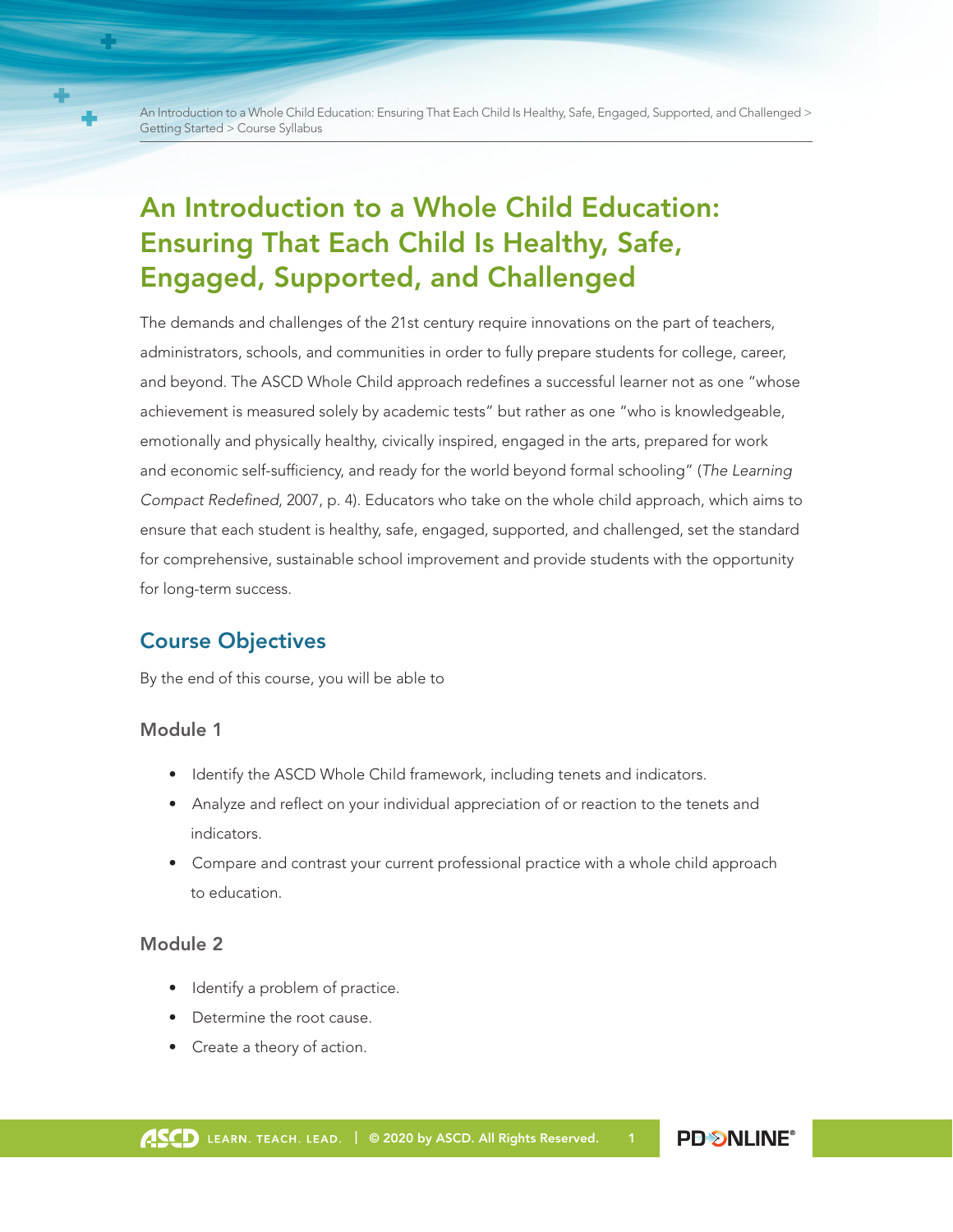# An Introduction to a Whole Child Education: Ensuring That Each Child Is Healthy, Safe, Engaged, Supported, and Challenged

The demands and challenges of the 21st century require innovations on the part of teachers, administrators, schools, and communities in order to fully prepare students for college, career, and beyond. The ASCD Whole Child approach redefines a successful learner not as one "whose achievement is measured solely by academic tests" but rather as one "who is knowledgeable, emotionally and physically healthy, civically inspired, engaged in the arts, prepared for work and economic self-sufficiency, and ready for the world beyond formal schooling" (*The Learning Compact Redefined*, 2007, p. 4). Educators who take on the whole child approach, which aims to ensure that each student is healthy, safe, engaged, supported, and challenged, set the standard for comprehensive, sustainable school improvement and provide students with the opportunity for long-term success.

## Course Objectives

By the end of this course, you will be able to

### Module 1

- Identify the ASCD Whole Child framework, including tenets and indicators.
- Analyze and reflect on your individual appreciation of or reaction to the tenets and indicators.
- Compare and contrast your current professional practice with a whole child approach to education.

### Module 2

- Identify a problem of practice.
- Determine the root cause.
- Create a theory of action.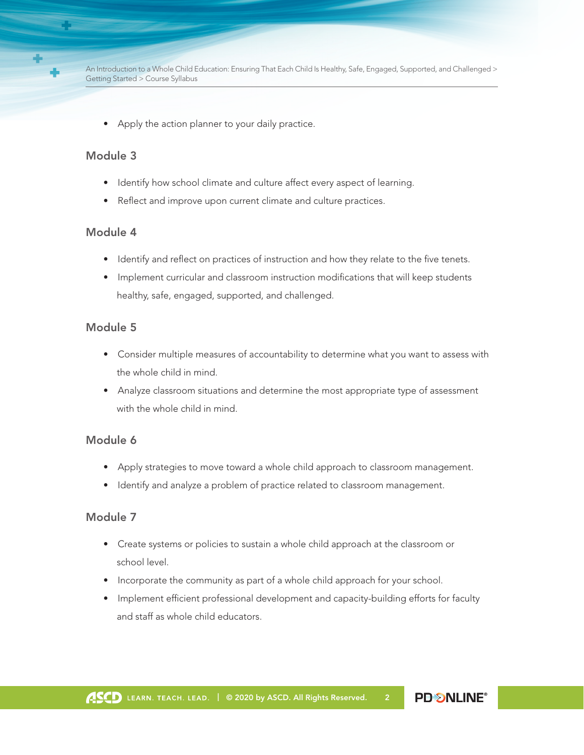- Apply the action planner to your daily practice.

### Module 3

- Identify how school climate and culture affect every aspect of learning.
- Reflect and improve upon current climate and culture practices.

### Module 4

- Identify and reflect on practices of instruction and how they relate to the five tenets.
- Implement curricular and classroom instruction modifications that will keep students healthy, safe, engaged, supported, and challenged.

### Module 5

- Consider multiple measures of accountability to determine what you want to assess with the whole child in mind.
- Analyze classroom situations and determine the most appropriate type of assessment with the whole child in mind.

### Module 6

- Apply strategies to move toward a whole child approach to classroom management.
- Identify and analyze a problem of practice related to classroom management.

### Module 7

- Create systems or policies to sustain a whole child approach at the classroom or school level.
- Incorporate the community as part of a whole child approach for your school.
- Implement efficient professional development and capacity-building efforts for faculty and staff as whole child educators.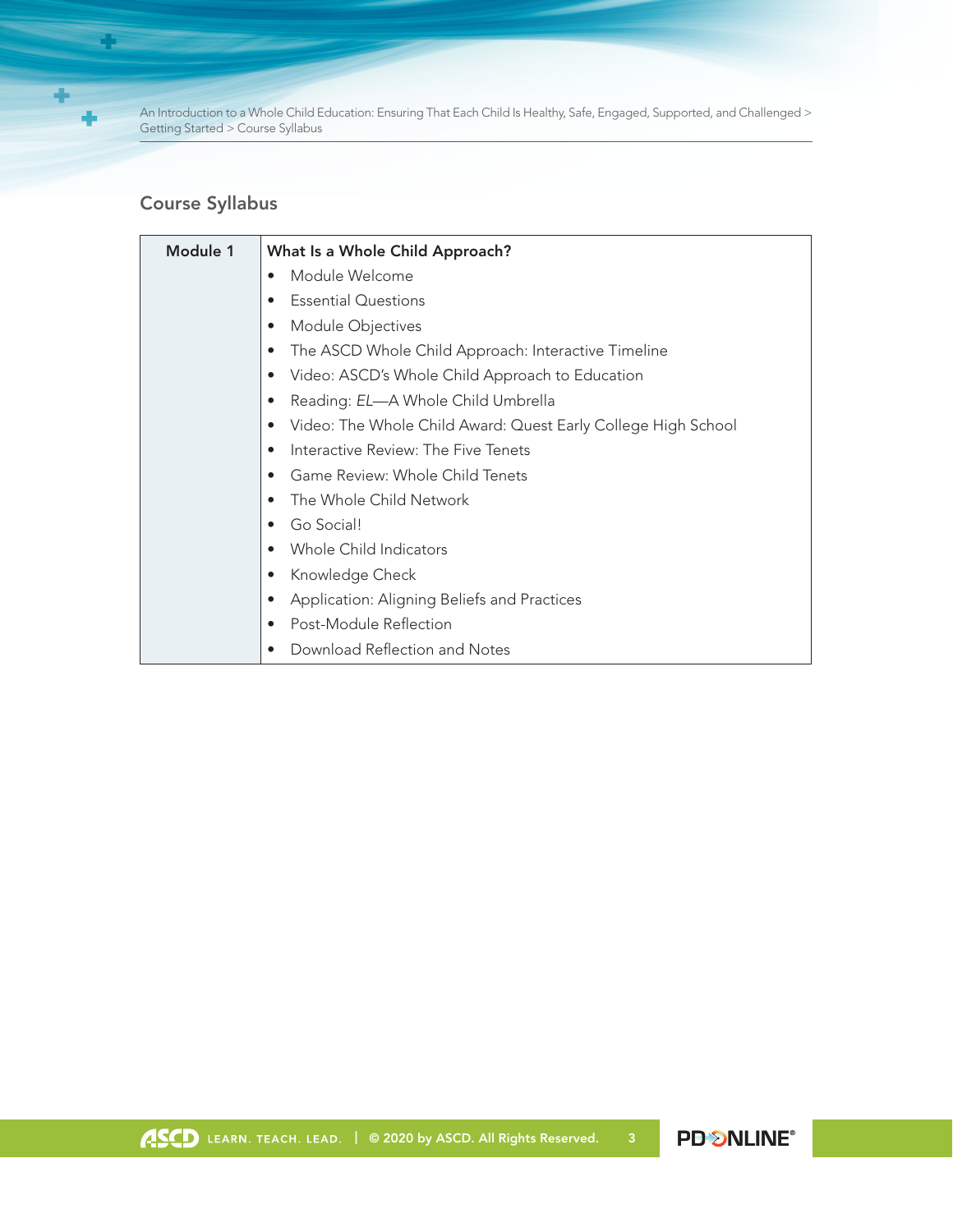## Course Syllabus

| Module 1 | What Is a Whole Child Approach? |
|---|---|
| | • Module Welcome<br>• Essential Questions<br>• Module Objectives<br>• The ASCD Whole Child Approach: Interactive Timeline<br>• Video: ASCD's Whole Child Approach to Education<br>• Reading: *EL*—A Whole Child Umbrella<br>• Video: The Whole Child Award: Quest Early College High School<br>• Interactive Review: The Five Tenets<br>• Game Review: Whole Child Tenets<br>• The Whole Child Network<br>• Go Social!<br>• Whole Child Indicators<br>• Knowledge Check<br>• Application: Aligning Beliefs and Practices<br>• Post-Module Reflection<br>• Download Reflection and Notes |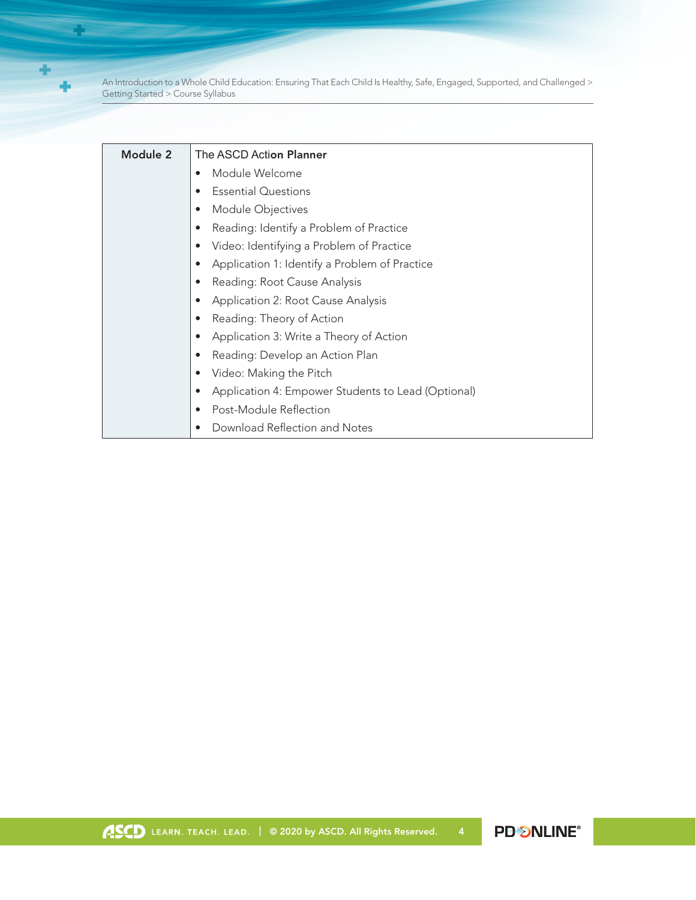| Module 2 | The ASCD Action Planner<br>• Module Welcome<br>• Essential Questions<br>• Module Objectives<br>• Reading: Identify a Problem of Practice<br>• Video: Identifying a Problem of Practice<br>• Application 1: Identify a Problem of Practice<br>• Reading: Root Cause Analysis<br>• Application 2: Root Cause Analysis<br>• Reading: Theory of Action<br>• Application 3: Write a Theory of Action<br>• Reading: Develop an Action Plan<br>• Video: Making the Pitch<br>• Application 4: Empower Students to Lead (Optional)<br>• Post-Module Reflection<br>• Download Reflection and Notes |
|---|---|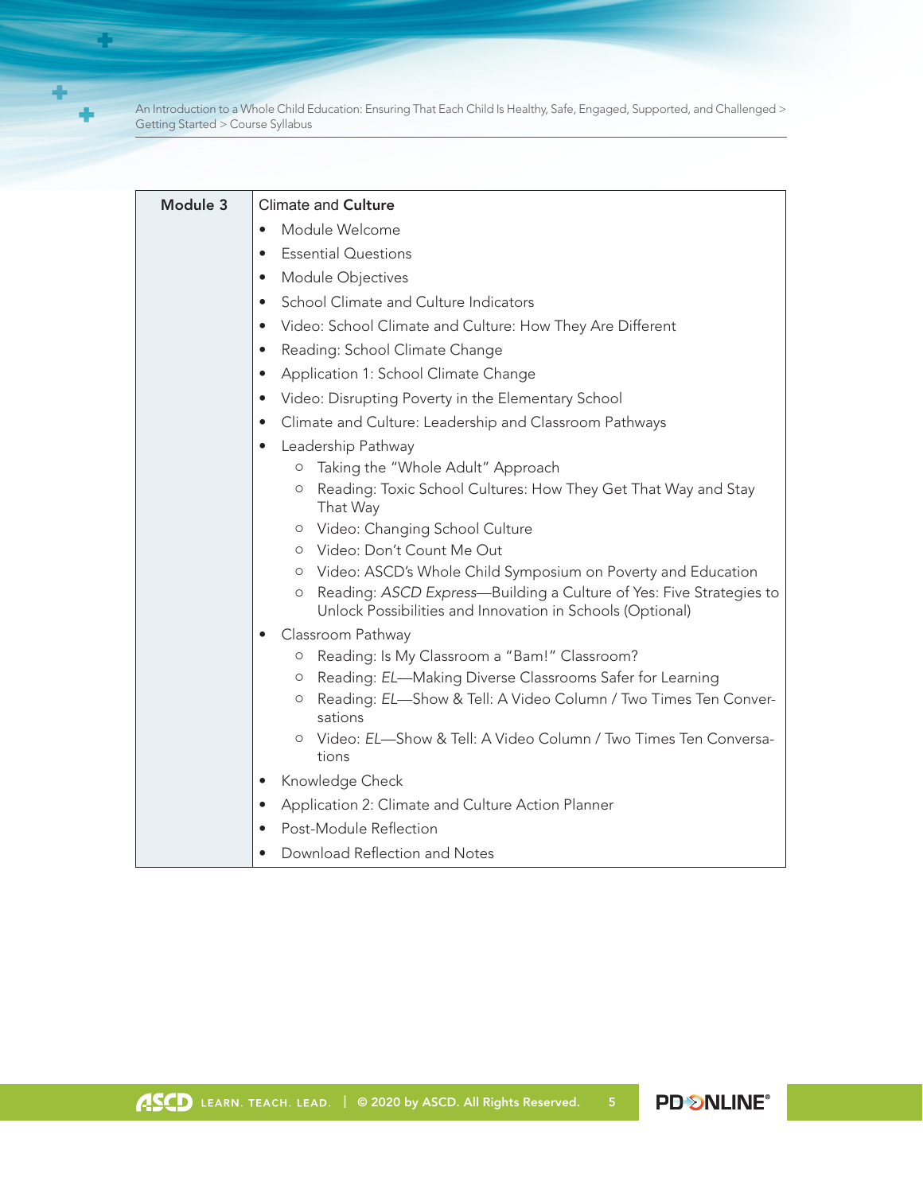| Module 3 | Climate and **Culture** |
|---|---|
| | • Module Welcome<br>• Essential Questions<br>• Module Objectives<br>• School Climate and Culture Indicators<br>• Video: School Climate and Culture: How They Are Different<br>• Reading: School Climate Change<br>• Application 1: School Climate Change<br>• Video: Disrupting Poverty in the Elementary School<br>• Climate and Culture: Leadership and Classroom Pathways<br>• Leadership Pathway<br>  ○ Taking the "Whole Adult" Approach<br>  ○ Reading: Toxic School Cultures: How They Get That Way and Stay That Way<br>  ○ Video: Changing School Culture<br>  ○ Video: Don't Count Me Out<br>  ○ Video: ASCD's Whole Child Symposium on Poverty and Education<br>  ○ Reading: *ASCD Express*—Building a Culture of Yes: Five Strategies to Unlock Possibilities and Innovation in Schools (Optional)<br>• Classroom Pathway<br>  ○ Reading: Is My Classroom a "Bam!" Classroom?<br>  ○ Reading: *EL*—Making Diverse Classrooms Safer for Learning<br>  ○ Reading: *EL*—Show & Tell: A Video Column / Two Times Ten Conversations<br>  ○ Video: *EL*—Show & Tell: A Video Column / Two Times Ten Conversations<br>• Knowledge Check<br>• Application 2: Climate and Culture Action Planner<br>• Post-Module Reflection<br>• Download Reflection and Notes |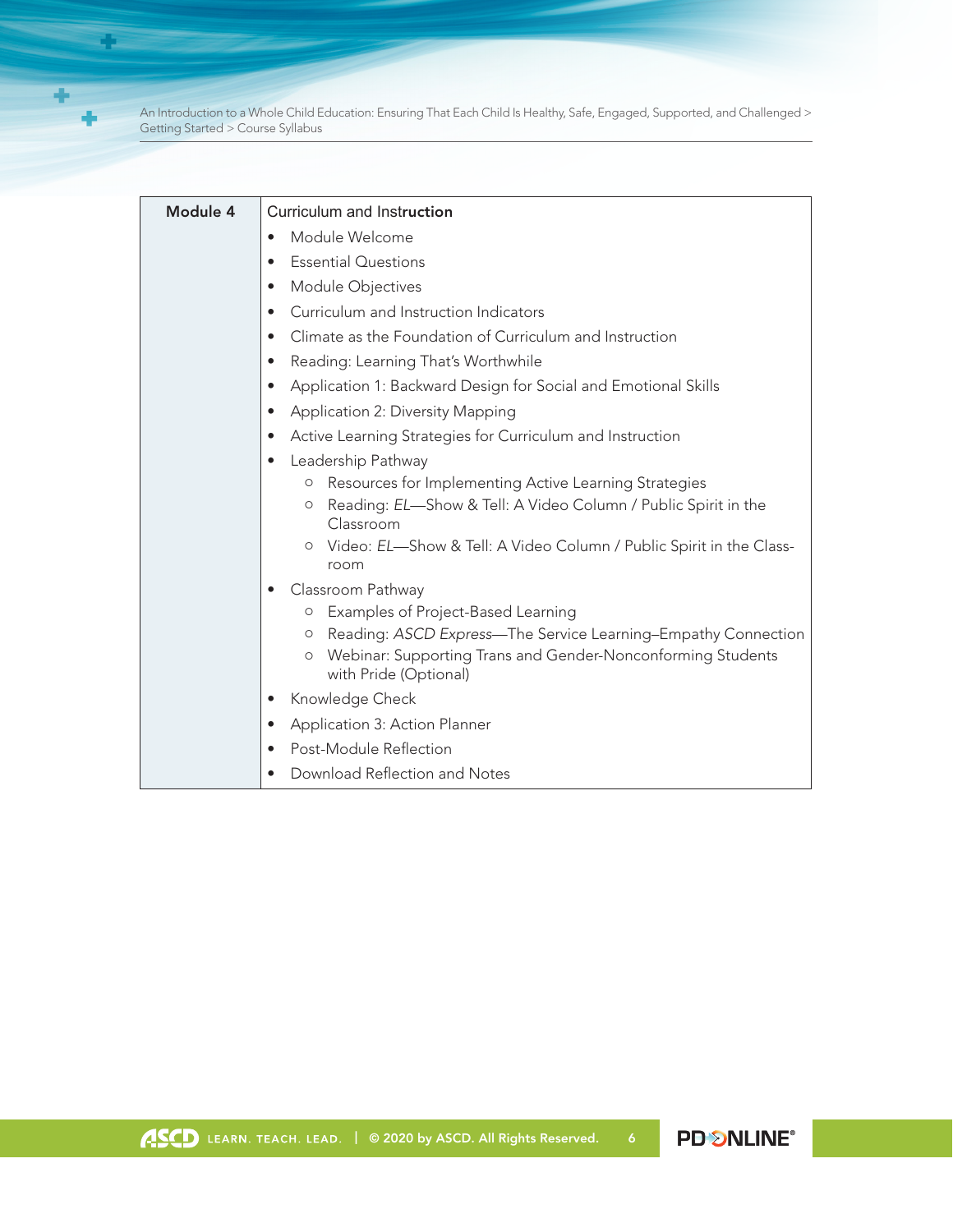| Module 4 | Curriculum and Instruction<br>• Module Welcome<br>• Essential Questions<br>• Module Objectives<br>• Curriculum and Instruction Indicators<br>• Climate as the Foundation of Curriculum and Instruction<br>• Reading: Learning That's Worthwhile<br>• Application 1: Backward Design for Social and Emotional Skills<br>• Application 2: Diversity Mapping<br>• Active Learning Strategies for Curriculum and Instruction<br>• Leadership Pathway<br>  ○ Resources for Implementing Active Learning Strategies<br>  ○ Reading: *EL*—Show & Tell: A Video Column / Public Spirit in the Classroom<br>  ○ Video: *EL*—Show & Tell: A Video Column / Public Spirit in the Classroom<br>• Classroom Pathway<br>  ○ Examples of Project-Based Learning<br>  ○ Reading: *ASCD Express*—The Service Learning–Empathy Connection<br>  ○ Webinar: Supporting Trans and Gender-Nonconforming Students with Pride (Optional)<br>• Knowledge Check<br>• Application 3: Action Planner<br>• Post-Module Reflection<br>• Download Reflection and Notes |
|---|---|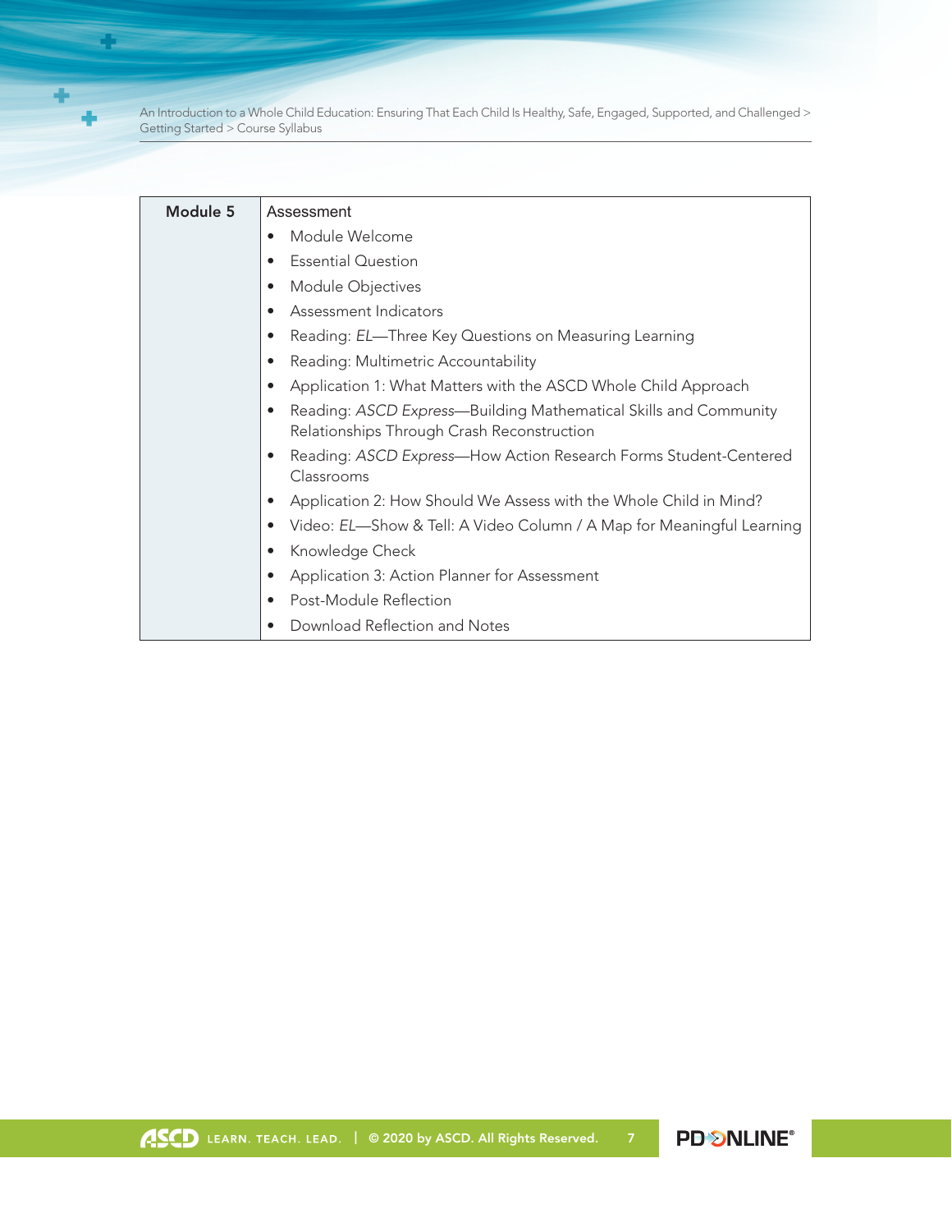| Module 5 | Assessment<br>• Module Welcome<br>• Essential Question<br>• Module Objectives<br>• Assessment Indicators<br>• Reading: *EL*—Three Key Questions on Measuring Learning<br>• Reading: Multimetric Accountability<br>• Application 1: What Matters with the ASCD Whole Child Approach<br>• Reading: *ASCD Express*—Building Mathematical Skills and Community Relationships Through Crash Reconstruction<br>• Reading: *ASCD Express*—How Action Research Forms Student-Centered Classrooms<br>• Application 2: How Should We Assess with the Whole Child in Mind?<br>• Video: *EL*—Show & Tell: A Video Column / A Map for Meaningful Learning<br>• Knowledge Check<br>• Application 3: Action Planner for Assessment<br>• Post-Module Reflection<br>• Download Reflection and Notes |
|---|---|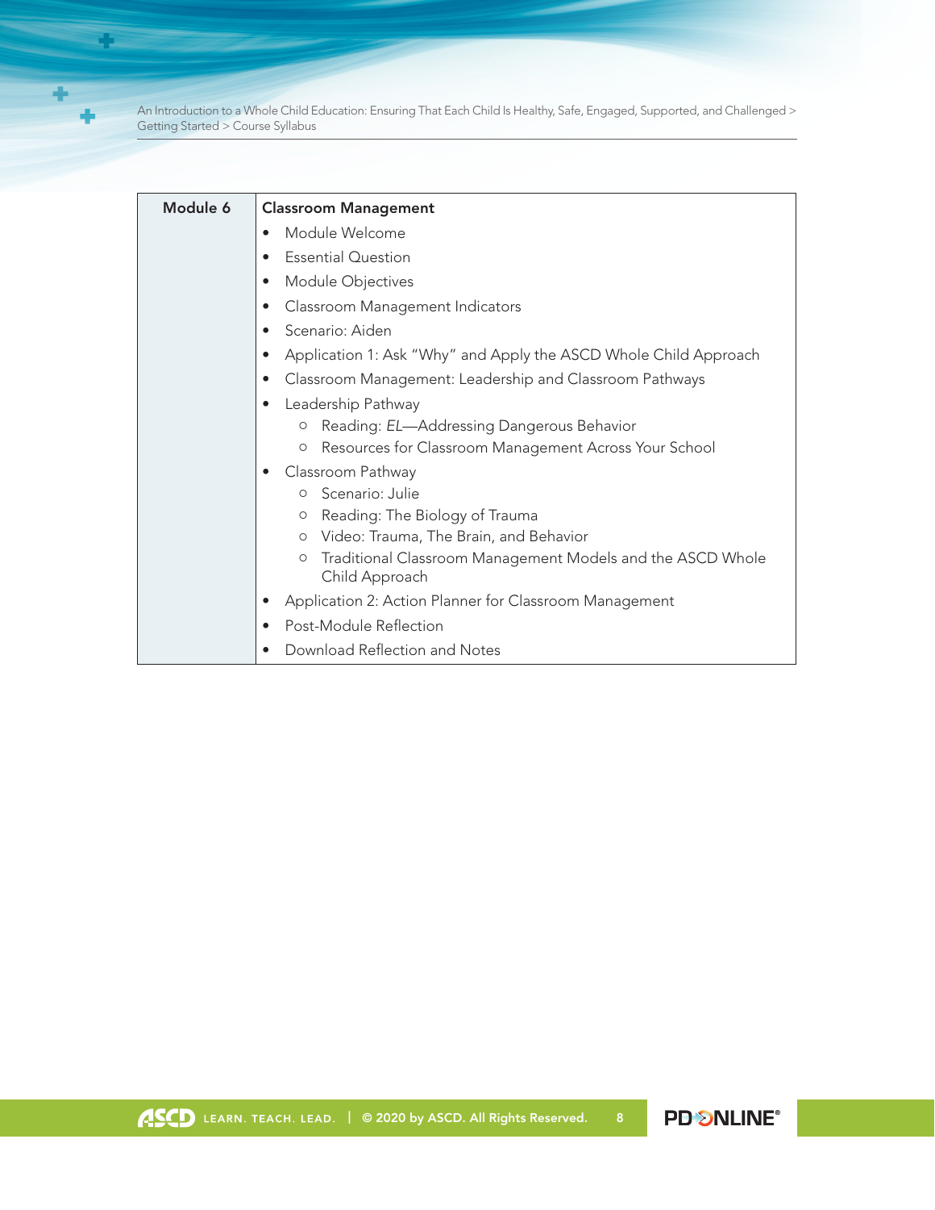| Module 6 | **Classroom Management**<br>• Module Welcome<br>• Essential Question<br>• Module Objectives<br>• Classroom Management Indicators<br>• Scenario: Aiden<br>• Application 1: Ask "Why" and Apply the ASCD Whole Child Approach<br>• Classroom Management: Leadership and Classroom Pathways<br>• Leadership Pathway<br>  ○ Reading: *EL*—Addressing Dangerous Behavior<br>  ○ Resources for Classroom Management Across Your School<br>• Classroom Pathway<br>  ○ Scenario: Julie<br>  ○ Reading: The Biology of Trauma<br>  ○ Video: Trauma, The Brain, and Behavior<br>  ○ Traditional Classroom Management Models and the ASCD Whole Child Approach<br>• Application 2: Action Planner for Classroom Management<br>• Post-Module Reflection<br>• Download Reflection and Notes |
|---|---|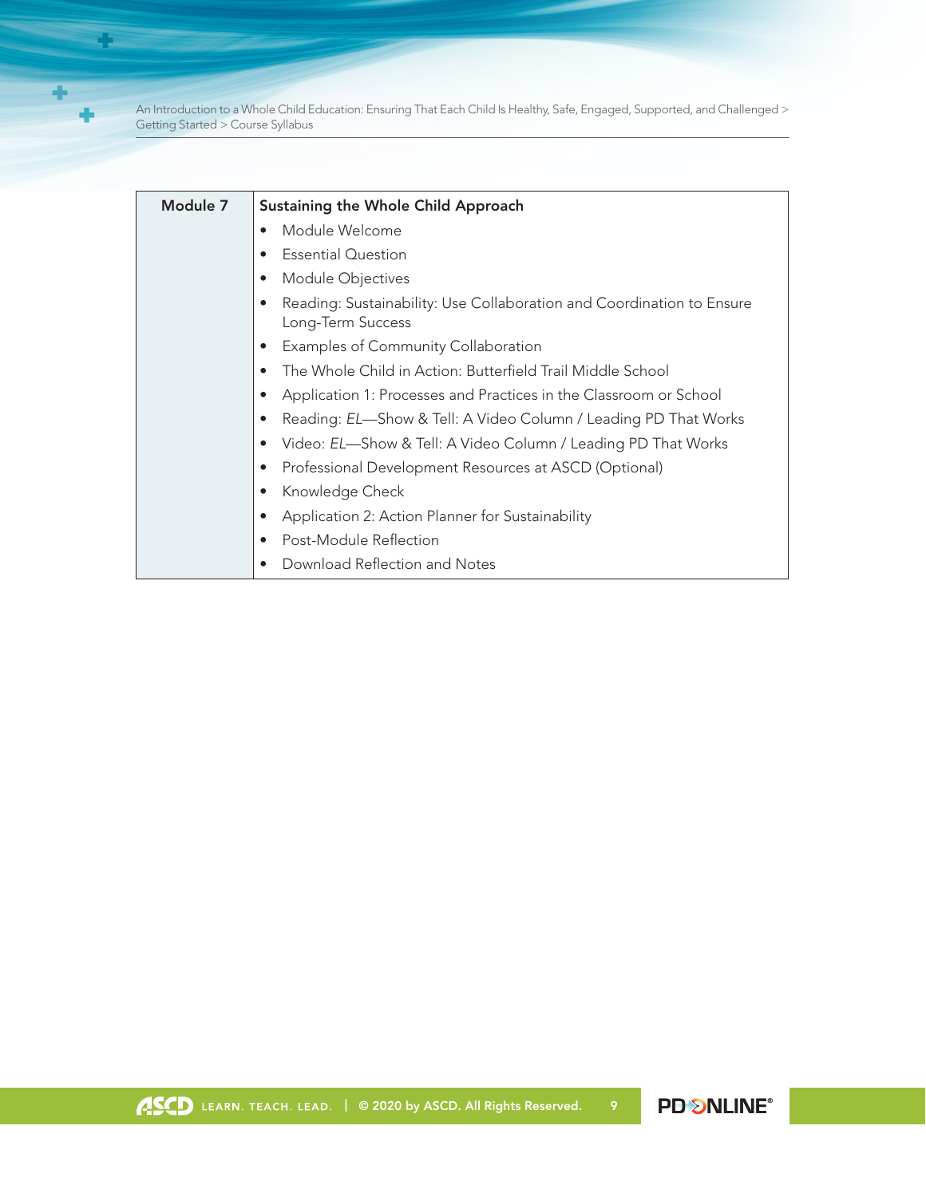| Module 7 | Sustaining the Whole Child Approach |
|---|---|
| | • Module Welcome<br>• Essential Question<br>• Module Objectives<br>• Reading: Sustainability: Use Collaboration and Coordination to Ensure Long-Term Success<br>• Examples of Community Collaboration<br>• The Whole Child in Action: Butterfield Trail Middle School<br>• Application 1: Processes and Practices in the Classroom or School<br>• Reading: *EL*—Show & Tell: A Video Column / Leading PD That Works<br>• Video: *EL*—Show & Tell: A Video Column / Leading PD That Works<br>• Professional Development Resources at ASCD (Optional)<br>• Knowledge Check<br>• Application 2: Action Planner for Sustainability<br>• Post-Module Reflection<br>• Download Reflection and Notes |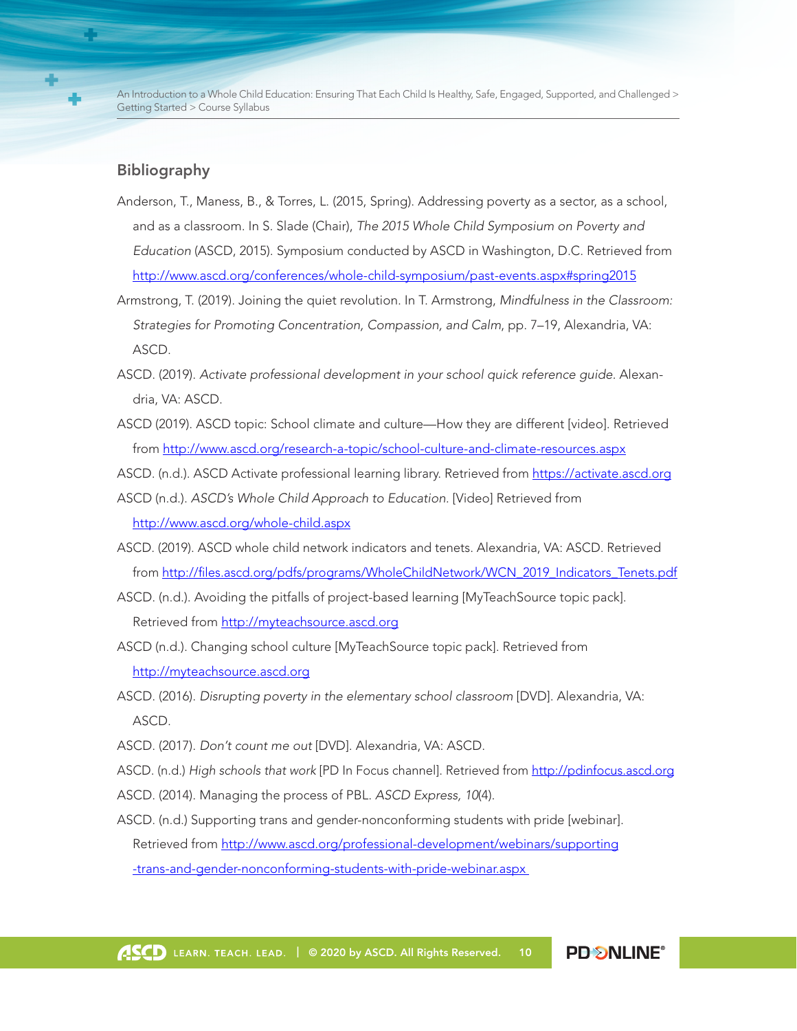## Bibliography

Anderson, T., Maness, B., & Torres, L. (2015, Spring). Addressing poverty as a sector, as a school, and as a classroom. In S. Slade (Chair), *The 2015 Whole Child Symposium on Poverty and Education* (ASCD, 2015). Symposium conducted by ASCD in Washington, D.C. Retrieved from http://www.ascd.org/conferences/whole-child-symposium/past-events.aspx#spring2015

Armstrong, T. (2019). Joining the quiet revolution. In T. Armstrong, *Mindfulness in the Classroom: Strategies for Promoting Concentration, Compassion, and Calm*, pp. 7–19, Alexandria, VA: ASCD.

ASCD. (2019). *Activate professional development in your school quick reference guide.* Alexandria, VA: ASCD.

ASCD (2019). ASCD topic: School climate and culture—How they are different [video]. Retrieved from http://www.ascd.org/research-a-topic/school-culture-and-climate-resources.aspx

ASCD. (n.d.). ASCD Activate professional learning library. Retrieved from https://activate.ascd.org

ASCD (n.d.). *ASCD's Whole Child Approach to Education.* [Video] Retrieved from http://www.ascd.org/whole-child.aspx

ASCD. (2019). ASCD whole child network indicators and tenets. Alexandria, VA: ASCD. Retrieved from http://files.ascd.org/pdfs/programs/WholeChildNetwork/WCN_2019_Indicators_Tenets.pdf

ASCD. (n.d.). Avoiding the pitfalls of project-based learning [MyTeachSource topic pack]. Retrieved from http://myteachsource.ascd.org

ASCD (n.d.). Changing school culture [MyTeachSource topic pack]. Retrieved from http://myteachsource.ascd.org

ASCD. (2016). *Disrupting poverty in the elementary school classroom* [DVD]. Alexandria, VA: ASCD.

ASCD. (2017). *Don't count me out* [DVD]. Alexandria, VA: ASCD.

ASCD. (n.d.) *High schools that work* [PD In Focus channel]. Retrieved from http://pdinfocus.ascd.org

ASCD. (2014). Managing the process of PBL. *ASCD Express, 10*(4).

ASCD. (n.d.) Supporting trans and gender-nonconforming students with pride [webinar]. Retrieved from http://www.ascd.org/professional-development/webinars/supporting-trans-and-gender-nonconforming-students-with-pride-webinar.aspx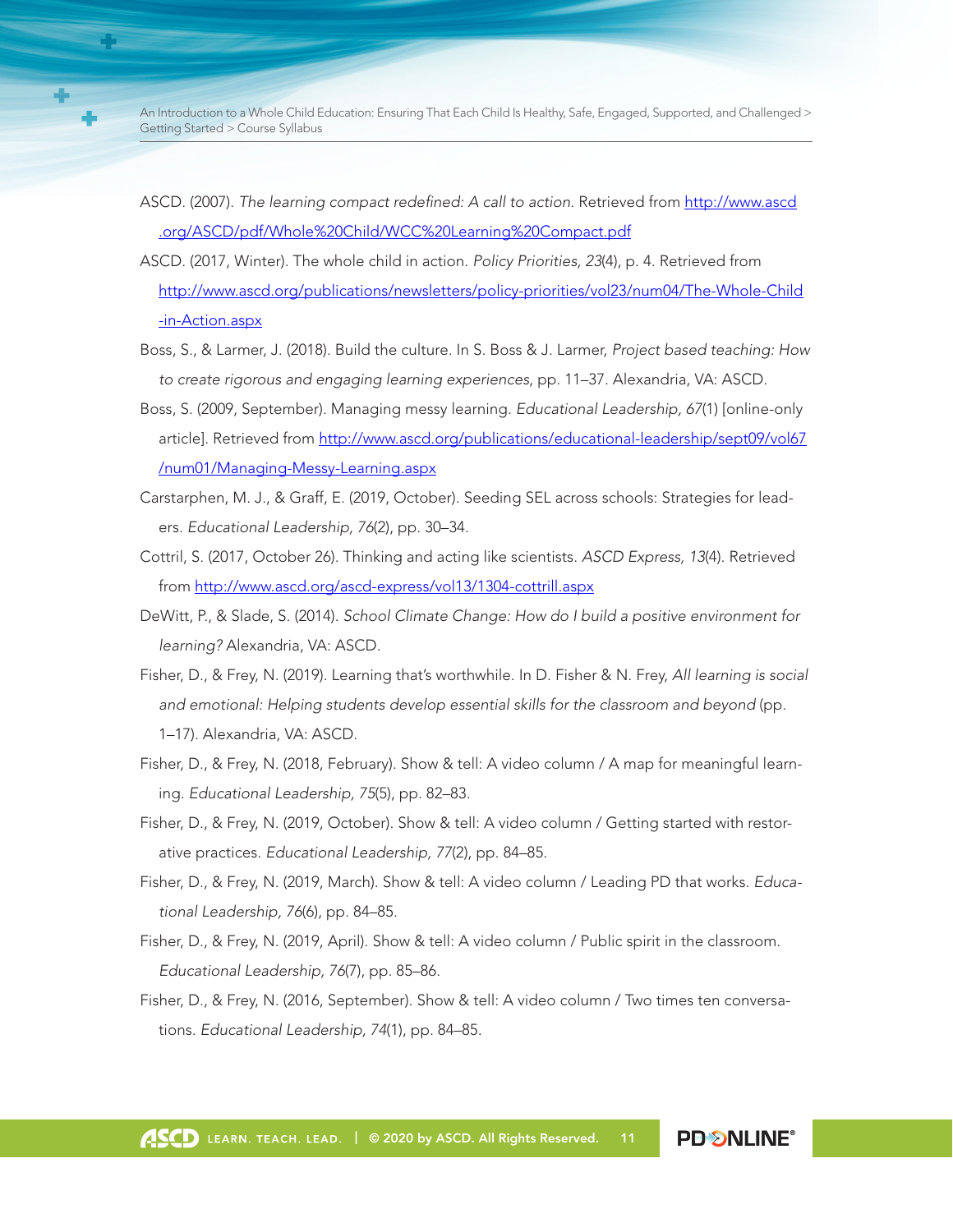ASCD. (2007). *The learning compact redefined: A call to action.* Retrieved from http://www.ascd.org/ASCD/pdf/Whole%20Child/WCC%20Learning%20Compact.pdf

ASCD. (2017, Winter). The whole child in action. *Policy Priorities, 23*(4), p. 4. Retrieved from http://www.ascd.org/publications/newsletters/policy-priorities/vol23/num04/The-Whole-Child-in-Action.aspx

Boss, S., & Larmer, J. (2018). Build the culture. In S. Boss & J. Larmer, *Project based teaching: How to create rigorous and engaging learning experiences*, pp. 11–37. Alexandria, VA: ASCD.

Boss, S. (2009, September). Managing messy learning. *Educational Leadership, 67*(1) [online-only article]. Retrieved from http://www.ascd.org/publications/educational-leadership/sept09/vol67/num01/Managing-Messy-Learning.aspx

Carstarphen, M. J., & Graff, E. (2019, October). Seeding SEL across schools: Strategies for leaders. *Educational Leadership, 76*(2), pp. 30–34.

Cottril, S. (2017, October 26). Thinking and acting like scientists. *ASCD Express, 13*(4). Retrieved from http://www.ascd.org/ascd-express/vol13/1304-cottrill.aspx

DeWitt, P., & Slade, S. (2014). *School Climate Change: How do I build a positive environment for learning?* Alexandria, VA: ASCD.

Fisher, D., & Frey, N. (2019). Learning that's worthwhile. In D. Fisher & N. Frey, *All learning is social and emotional: Helping students develop essential skills for the classroom and beyond* (pp. 1–17). Alexandria, VA: ASCD.

Fisher, D., & Frey, N. (2018, February). Show & tell: A video column / A map for meaningful learning. *Educational Leadership, 75*(5), pp. 82–83.

Fisher, D., & Frey, N. (2019, October). Show & tell: A video column / Getting started with restorative practices. *Educational Leadership, 77*(2), pp. 84–85.

Fisher, D., & Frey, N. (2019, March). Show & tell: A video column / Leading PD that works. *Educational Leadership, 76*(6), pp. 84–85.

Fisher, D., & Frey, N. (2019, April). Show & tell: A video column / Public spirit in the classroom. *Educational Leadership, 76*(7), pp. 85–86.

Fisher, D., & Frey, N. (2016, September). Show & tell: A video column / Two times ten conversations. *Educational Leadership, 74*(1), pp. 84–85.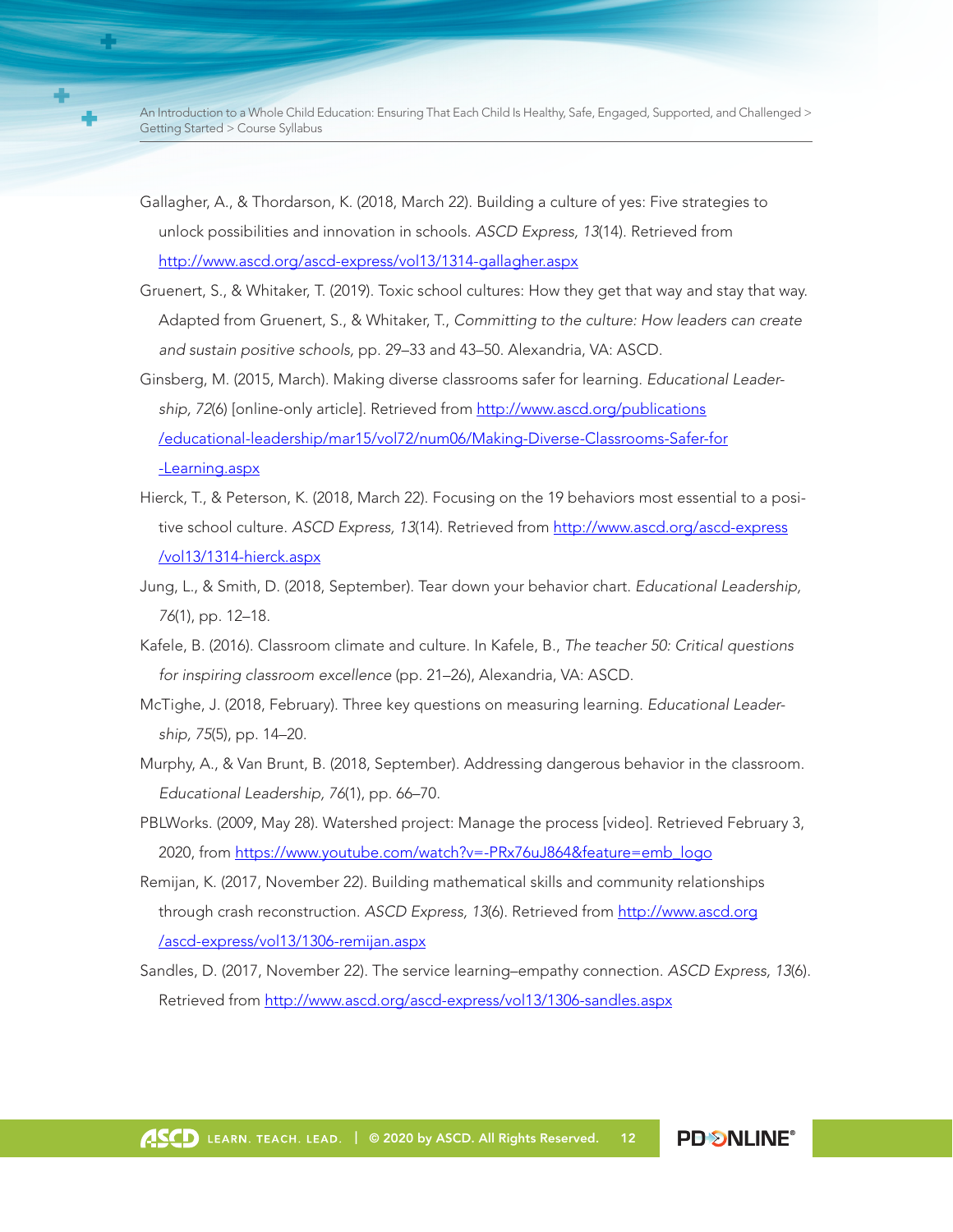Gallagher, A., & Thordarson, K. (2018, March 22). Building a culture of yes: Five strategies to unlock possibilities and innovation in schools. *ASCD Express, 13*(14). Retrieved from http://www.ascd.org/ascd-express/vol13/1314-gallagher.aspx

Gruenert, S., & Whitaker, T. (2019). Toxic school cultures: How they get that way and stay that way. Adapted from Gruenert, S., & Whitaker, T., *Committing to the culture: How leaders can create and sustain positive schools,* pp. 29–33 and 43–50. Alexandria, VA: ASCD.

Ginsberg, M. (2015, March). Making diverse classrooms safer for learning. *Educational Leadership, 72*(6) [online-only article]. Retrieved from http://www.ascd.org/publications/educational-leadership/mar15/vol72/num06/Making-Diverse-Classrooms-Safer-for-Learning.aspx

Hierck, T., & Peterson, K. (2018, March 22). Focusing on the 19 behaviors most essential to a positive school culture. *ASCD Express, 13*(14). Retrieved from http://www.ascd.org/ascd-express/vol13/1314-hierck.aspx

Jung, L., & Smith, D. (2018, September). Tear down your behavior chart. *Educational Leadership, 76*(1), pp. 12–18.

Kafele, B. (2016). Classroom climate and culture. In Kafele, B., *The teacher 50: Critical questions for inspiring classroom excellence* (pp. 21–26), Alexandria, VA: ASCD.

McTighe, J. (2018, February). Three key questions on measuring learning. *Educational Leadership, 75*(5), pp. 14–20.

Murphy, A., & Van Brunt, B. (2018, September). Addressing dangerous behavior in the classroom. *Educational Leadership, 76*(1), pp. 66–70.

PBLWorks. (2009, May 28). Watershed project: Manage the process [video]. Retrieved February 3, 2020, from https://www.youtube.com/watch?v=-PRx76uJ864&feature=emb_logo

Remijan, K. (2017, November 22). Building mathematical skills and community relationships through crash reconstruction. *ASCD Express, 13*(6). Retrieved from http://www.ascd.org/ascd-express/vol13/1306-remijan.aspx

Sandles, D. (2017, November 22). The service learning–empathy connection. *ASCD Express, 13*(6). Retrieved from http://www.ascd.org/ascd-express/vol13/1306-sandles.aspx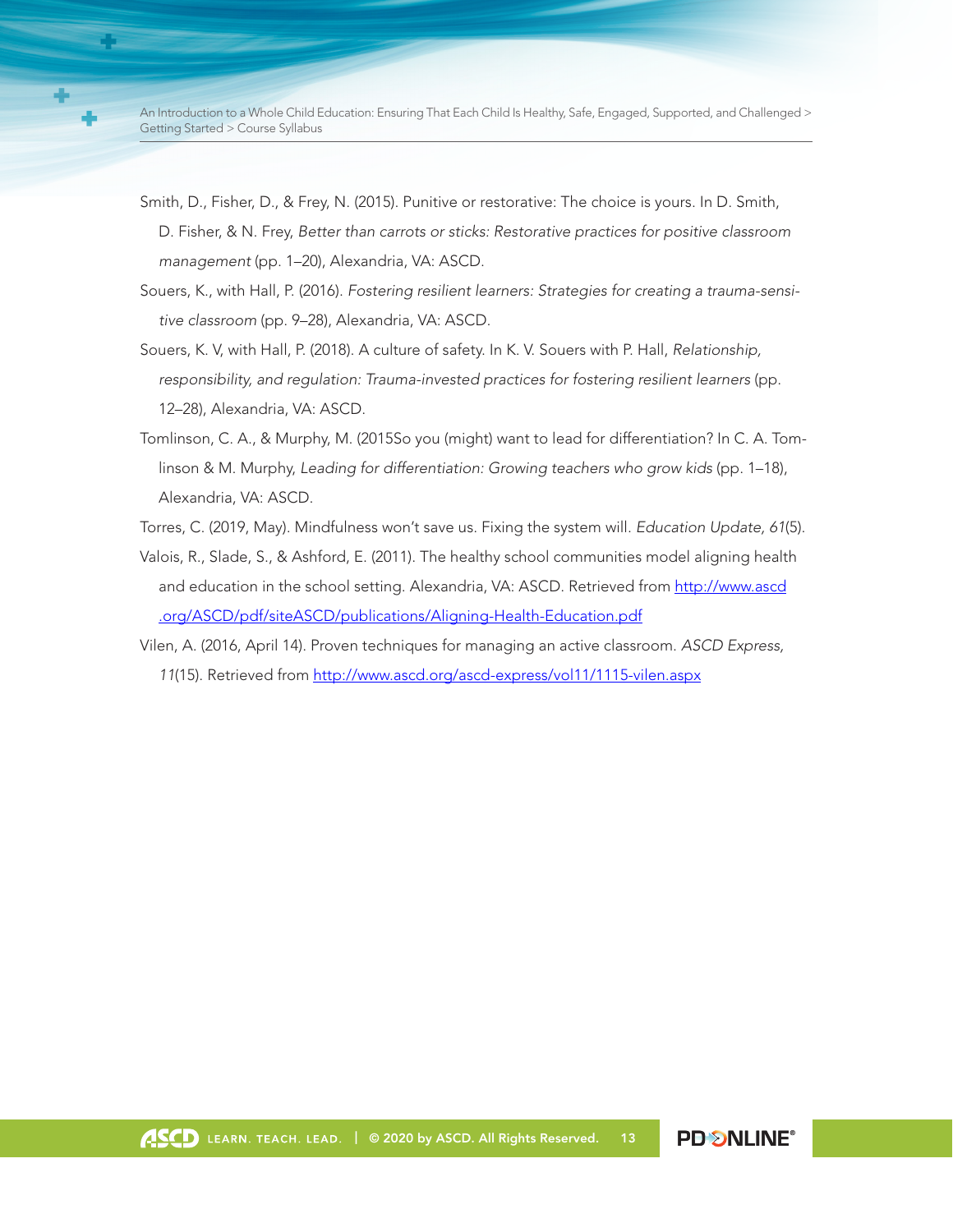Smith, D., Fisher, D., & Frey, N. (2015). Punitive or restorative: The choice is yours. In D. Smith, D. Fisher, & N. Frey, *Better than carrots or sticks: Restorative practices for positive classroom management* (pp. 1–20), Alexandria, VA: ASCD.

Souers, K., with Hall, P. (2016). *Fostering resilient learners: Strategies for creating a trauma-sensitive classroom* (pp. 9–28), Alexandria, VA: ASCD.

Souers, K. V, with Hall, P. (2018). A culture of safety. In K. V. Souers with P. Hall, *Relationship, responsibility, and regulation: Trauma-invested practices for fostering resilient learners* (pp. 12–28), Alexandria, VA: ASCD.

Tomlinson, C. A., & Murphy, M. (2015So you (might) want to lead for differentiation? In C. A. Tomlinson & M. Murphy, *Leading for differentiation: Growing teachers who grow kids* (pp. 1–18), Alexandria, VA: ASCD.

Torres, C. (2019, May). Mindfulness won't save us. Fixing the system will. *Education Update, 61*(5).

Valois, R., Slade, S., & Ashford, E. (2011). The healthy school communities model aligning health and education in the school setting. Alexandria, VA: ASCD. Retrieved from http://www.ascd.org/ASCD/pdf/siteASCD/publications/Aligning-Health-Education.pdf

Vilen, A. (2016, April 14). Proven techniques for managing an active classroom. *ASCD Express, 11*(15). Retrieved from http://www.ascd.org/ascd-express/vol11/1115-vilen.aspx